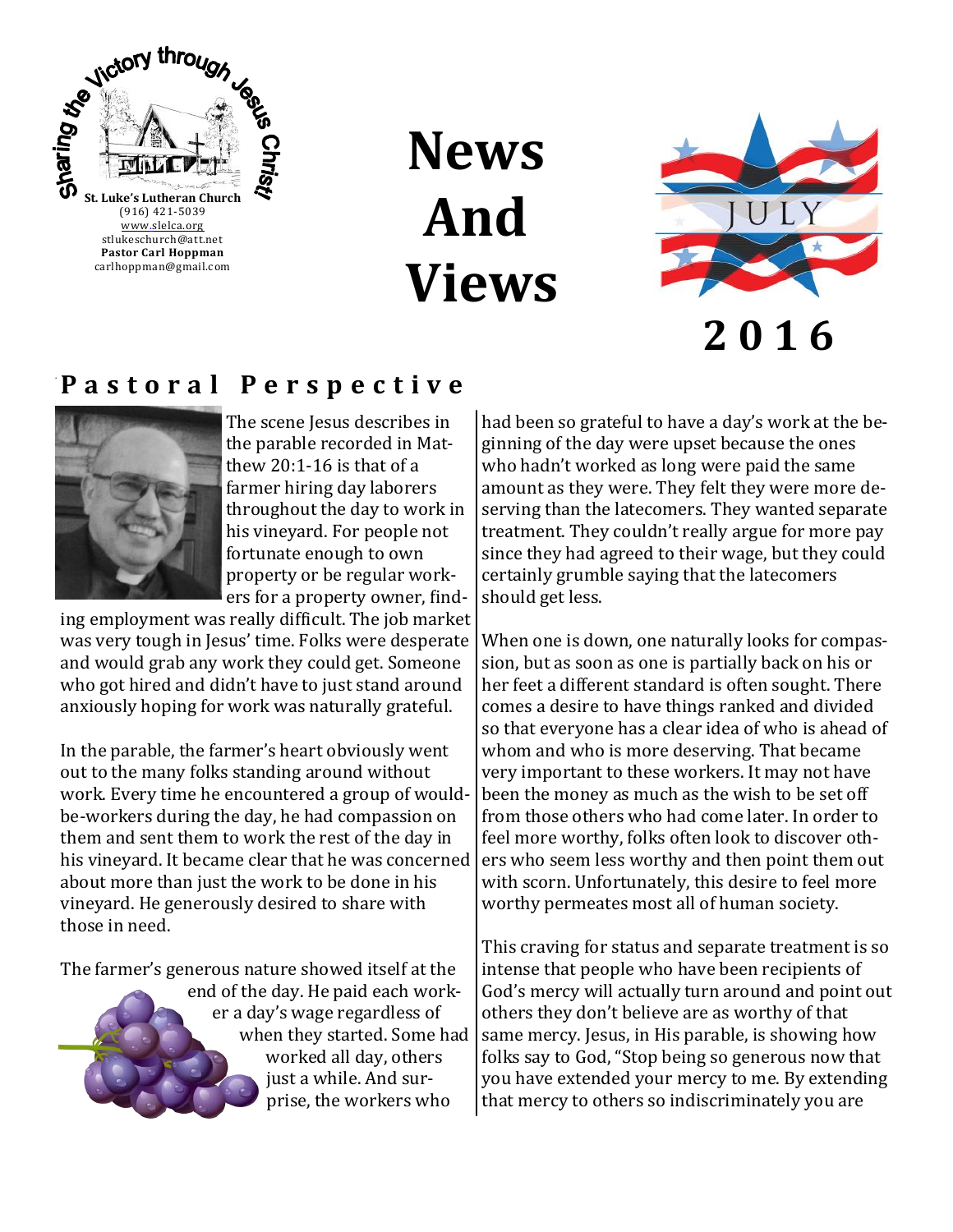Sharing the Victory through Jesus Christ!

**St. Luke's Lutheran Church**
(916) 421-5039
www.slelca.org
stlukeschurch@att.net
**Pastor Carl Hoppman**
carlhoppman@gmail.com

# News And Views

JULY

**2016**

## Pastoral Perspective

The scene Jesus describes in the parable recorded in Matthew 20:1-16 is that of a farmer hiring day laborers throughout the day to work in his vineyard. For people not fortunate enough to own property or be regular workers for a property owner, finding employment was really difficult. The job market was very tough in Jesus' time. Folks were desperate and would grab any work they could get. Someone who got hired and didn't have to just stand around anxiously hoping for work was naturally grateful.

In the parable, the farmer's heart obviously went out to the many folks standing around without work. Every time he encountered a group of would-be-workers during the day, he had compassion on them and sent them to work the rest of the day in his vineyard. It became clear that he was concerned about more than just the work to be done in his vineyard. He generously desired to share with those in need.

The farmer's generous nature showed itself at the end of the day. He paid each worker a day's wage regardless of when they started. Some had worked all day, others just a while. And surprise, the workers who had been so grateful to have a day's work at the beginning of the day were upset because the ones who hadn't worked as long were paid the same amount as they were. They felt they were more deserving than the latecomers. They wanted separate treatment. They couldn't really argue for more pay since they had agreed to their wage, but they could certainly grumble saying that the latecomers should get less.

When one is down, one naturally looks for compassion, but as soon as one is partially back on his or her feet a different standard is often sought. There comes a desire to have things ranked and divided so that everyone has a clear idea of who is ahead of whom and who is more deserving. That became very important to these workers. It may not have been the money as much as the wish to be set off from those others who had come later. In order to feel more worthy, folks often look to discover others who seem less worthy and then point them out with scorn. Unfortunately, this desire to feel more worthy permeates most all of human society.

This craving for status and separate treatment is so intense that people who have been recipients of God's mercy will actually turn around and point out others they don't believe are as worthy of that same mercy. Jesus, in His parable, is showing how folks say to God, "Stop being so generous now that you have extended your mercy to me. By extending that mercy to others so indiscriminately you are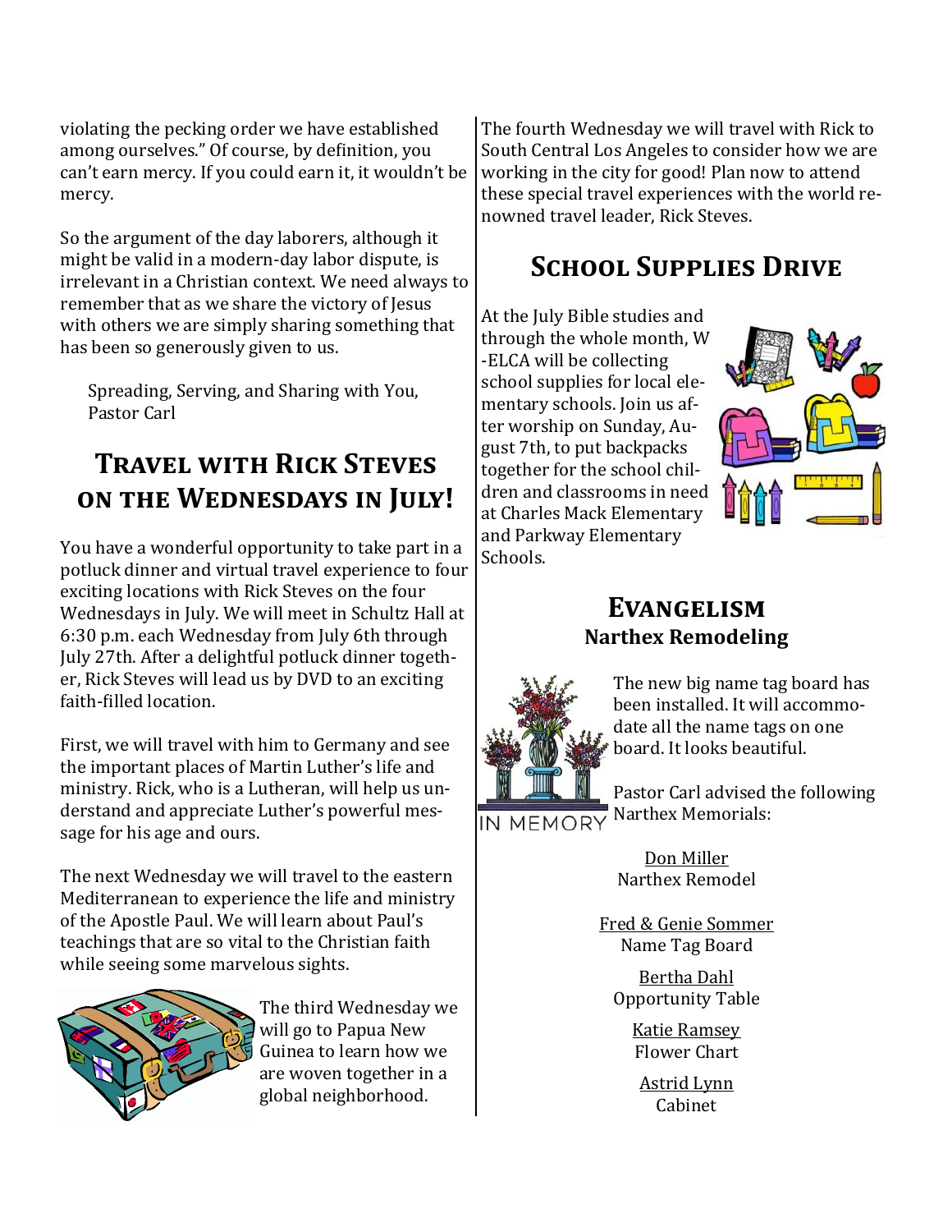violating the pecking order we have established among ourselves." Of course, by definition, you can't earn mercy. If you could earn it, it wouldn't be mercy.

So the argument of the day laborers, although it might be valid in a modern-day labor dispute, is irrelevant in a Christian context. We need always to remember that as we share the victory of Jesus with others we are simply sharing something that has been so generously given to us.

Spreading, Serving, and Sharing with You,
Pastor Carl

## Travel with Rick Steves on the Wednesdays in July!

You have a wonderful opportunity to take part in a potluck dinner and virtual travel experience to four exciting locations with Rick Steves on the four Wednesdays in July. We will meet in Schultz Hall at 6:30 p.m. each Wednesday from July 6th through July 27th. After a delightful potluck dinner together, Rick Steves will lead us by DVD to an exciting faith-filled location.

First, we will travel with him to Germany and see the important places of Martin Luther's life and ministry. Rick, who is a Lutheran, will help us understand and appreciate Luther's powerful message for his age and ours.

The next Wednesday we will travel to the eastern Mediterranean to experience the life and ministry of the Apostle Paul. We will learn about Paul's teachings that are so vital to the Christian faith while seeing some marvelous sights.

The third Wednesday we will go to Papua New Guinea to learn how we are woven together in a global neighborhood.

The fourth Wednesday we will travel with Rick to South Central Los Angeles to consider how we are working in the city for good! Plan now to attend these special travel experiences with the world renowned travel leader, Rick Steves.

## School Supplies Drive

At the July Bible studies and through the whole month, W-ELCA will be collecting school supplies for local elementary schools. Join us after worship on Sunday, August 7th, to put backpacks together for the school children and classrooms in need at Charles Mack Elementary and Parkway Elementary Schools.

## Evangelism

### Narthex Remodeling

The new big name tag board has been installed. It will accommodate all the name tags on one board. It looks beautiful.

IN MEMORY

Pastor Carl advised the following Narthex Memorials:

Don Miller
Narthex Remodel

Fred & Genie Sommer
Name Tag Board

Bertha Dahl
Opportunity Table

Katie Ramsey
Flower Chart

Astrid Lynn
Cabinet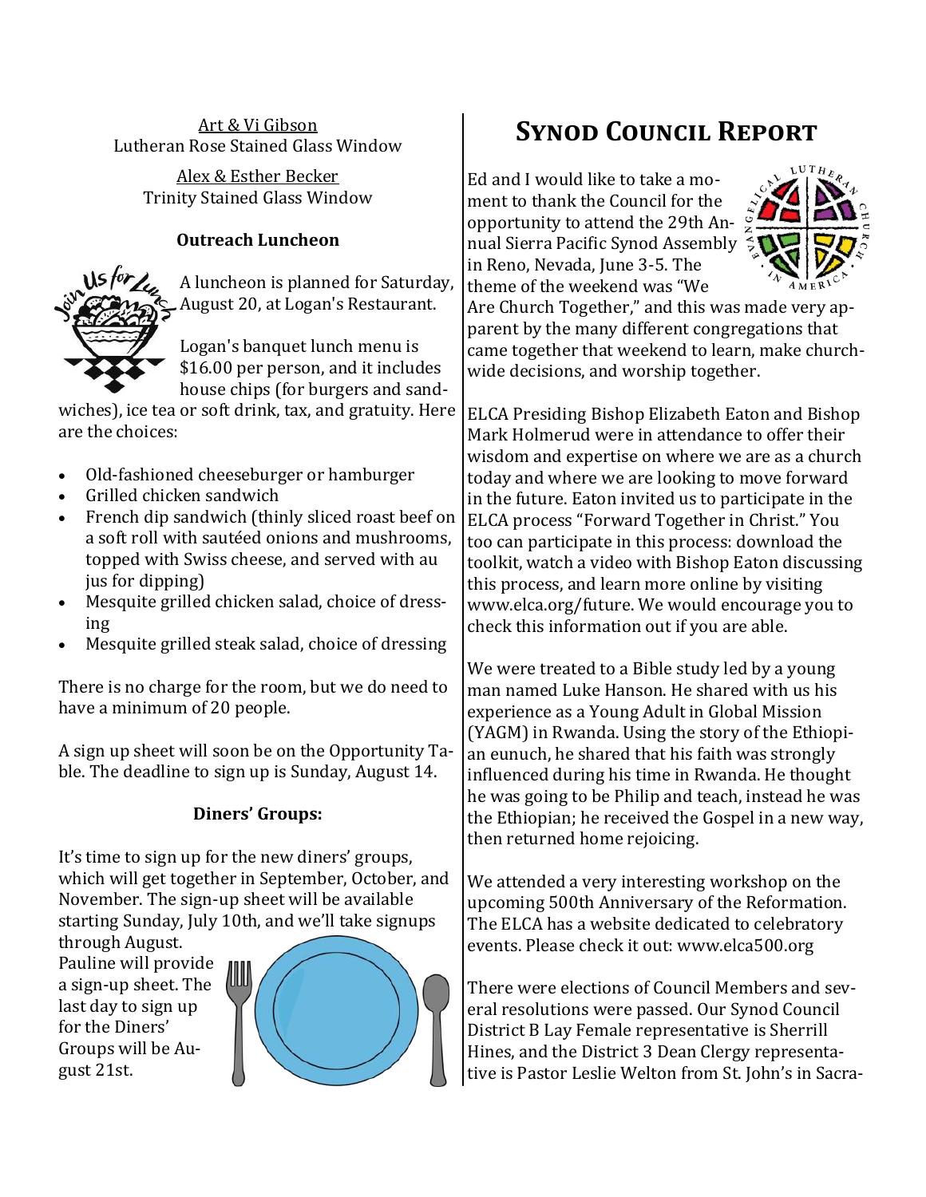Art & Vi Gibson
Lutheran Rose Stained Glass Window

Alex & Esther Becker
Trinity Stained Glass Window

**Outreach Luncheon**

A luncheon is planned for Saturday, August 20, at Logan's Restaurant.

Logan's banquet lunch menu is $16.00 per person, and it includes house chips (for burgers and sandwiches), ice tea or soft drink, tax, and gratuity. Here are the choices:

- Old-fashioned cheeseburger or hamburger
- Grilled chicken sandwich
- French dip sandwich (thinly sliced roast beef on a soft roll with sautéed onions and mushrooms, topped with Swiss cheese, and served with au jus for dipping)
- Mesquite grilled chicken salad, choice of dressing
- Mesquite grilled steak salad, choice of dressing

There is no charge for the room, but we do need to have a minimum of 20 people.

A sign up sheet will soon be on the Opportunity Table. The deadline to sign up is Sunday, August 14.

**Diners' Groups:**

It's time to sign up for the new diners' groups, which will get together in September, October, and November. The sign-up sheet will be available starting Sunday, July 10th, and we'll take signups through August. Pauline will provide a sign-up sheet. The last day to sign up for the Diners' Groups will be August 21st.

# Synod Council Report

Ed and I would like to take a moment to thank the Council for the opportunity to attend the 29th Annual Sierra Pacific Synod Assembly in Reno, Nevada, June 3-5. The theme of the weekend was "We Are Church Together," and this was made very apparent by the many different congregations that came together that weekend to learn, make church-wide decisions, and worship together.

ELCA Presiding Bishop Elizabeth Eaton and Bishop Mark Holmerud were in attendance to offer their wisdom and expertise on where we are as a church today and where we are looking to move forward in the future. Eaton invited us to participate in the ELCA process "Forward Together in Christ." You too can participate in this process: download the toolkit, watch a video with Bishop Eaton discussing this process, and learn more online by visiting www.elca.org/future. We would encourage you to check this information out if you are able.

We were treated to a Bible study led by a young man named Luke Hanson. He shared with us his experience as a Young Adult in Global Mission (YAGM) in Rwanda. Using the story of the Ethiopian eunuch, he shared that his faith was strongly influenced during his time in Rwanda. He thought he was going to be Philip and teach, instead he was the Ethiopian; he received the Gospel in a new way, then returned home rejoicing.

We attended a very interesting workshop on the upcoming 500th Anniversary of the Reformation. The ELCA has a website dedicated to celebratory events. Please check it out: www.elca500.org

There were elections of Council Members and several resolutions were passed. Our Synod Council District B Lay Female representative is Sherrill Hines, and the District 3 Dean Clergy representative is Pastor Leslie Welton from St. John's in Sacra-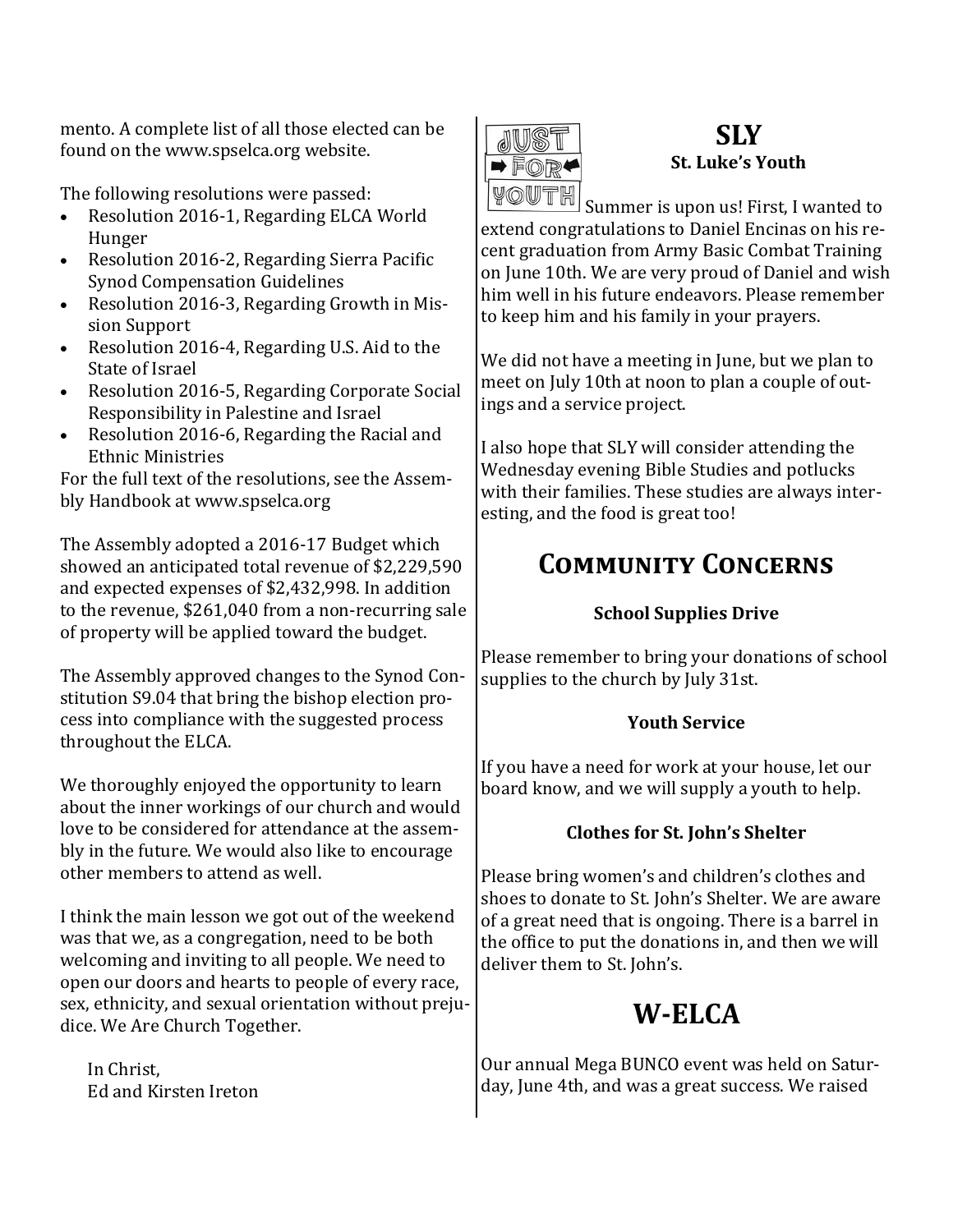mento. A complete list of all those elected can be found on the www.spselca.org website.

The following resolutions were passed:

- Resolution 2016-1, Regarding ELCA World Hunger
- Resolution 2016-2, Regarding Sierra Pacific Synod Compensation Guidelines
- Resolution 2016-3, Regarding Growth in Mission Support
- Resolution 2016-4, Regarding U.S. Aid to the State of Israel
- Resolution 2016-5, Regarding Corporate Social Responsibility in Palestine and Israel
- Resolution 2016-6, Regarding the Racial and Ethnic Ministries

For the full text of the resolutions, see the Assembly Handbook at www.spselca.org

The Assembly adopted a 2016-17 Budget which showed an anticipated total revenue of $2,229,590 and expected expenses of $2,432,998. In addition to the revenue, $261,040 from a non-recurring sale of property will be applied toward the budget.

The Assembly approved changes to the Synod Constitution S9.04 that bring the bishop election process into compliance with the suggested process throughout the ELCA.

We thoroughly enjoyed the opportunity to learn about the inner workings of our church and would love to be considered for attendance at the assembly in the future. We would also like to encourage other members to attend as well.

I think the main lesson we got out of the weekend was that we, as a congregation, need to be both welcoming and inviting to all people. We need to open our doors and hearts to people of every race, sex, ethnicity, and sexual orientation without prejudice. We Are Church Together.

In Christ,
Ed and Kirsten Ireton

## SLY

### St. Luke's Youth

JUST FOR YOUTH

Summer is upon us! First, I wanted to extend congratulations to Daniel Encinas on his recent graduation from Army Basic Combat Training on June 10th. We are very proud of Daniel and wish him well in his future endeavors. Please remember to keep him and his family in your prayers.

We did not have a meeting in June, but we plan to meet on July 10th at noon to plan a couple of outings and a service project.

I also hope that SLY will consider attending the Wednesday evening Bible Studies and potlucks with their families. These studies are always interesting, and the food is great too!

## Community Concerns

### School Supplies Drive

Please remember to bring your donations of school supplies to the church by July 31st.

### Youth Service

If you have a need for work at your house, let our board know, and we will supply a youth to help.

### Clothes for St. John's Shelter

Please bring women's and children's clothes and shoes to donate to St. John's Shelter. We are aware of a great need that is ongoing. There is a barrel in the office to put the donations in, and then we will deliver them to St. John's.

## W-ELCA

Our annual Mega BUNCO event was held on Saturday, June 4th, and was a great success. We raised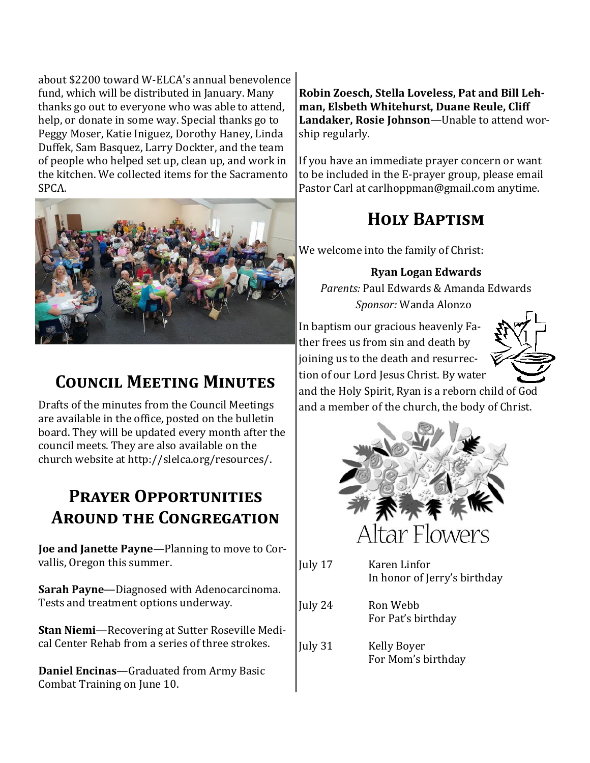about $2200 toward W-ELCA's annual benevolence fund, which will be distributed in January. Many thanks go out to everyone who was able to attend, help, or donate in some way. Special thanks go to Peggy Moser, Katie Iniguez, Dorothy Haney, Linda Duffek, Sam Basquez, Larry Dockter, and the team of people who helped set up, clean up, and work in the kitchen. We collected items for the Sacramento SPCA.

## Council Meeting Minutes

Drafts of the minutes from the Council Meetings are available in the office, posted on the bulletin board. They will be updated every month after the council meets. They are also available on the church website at http://slelca.org/resources/.

## Prayer Opportunities Around the Congregation

**Joe and Janette Payne**—Planning to move to Corvallis, Oregon this summer.

**Sarah Payne**—Diagnosed with Adenocarcinoma. Tests and treatment options underway.

**Stan Niemi**—Recovering at Sutter Roseville Medical Center Rehab from a series of three strokes.

**Daniel Encinas**—Graduated from Army Basic Combat Training on June 10.

**Robin Zoesch, Stella Loveless, Pat and Bill Lehman, Elsbeth Whitehurst, Duane Reule, Cliff Landaker, Rosie Johnson**—Unable to attend worship regularly.

If you have an immediate prayer concern or want to be included in the E-prayer group, please email Pastor Carl at carlhoppman@gmail.com anytime.

## Holy Baptism

We welcome into the family of Christ:

**Ryan Logan Edwards**
*Parents:* Paul Edwards & Amanda Edwards
*Sponsor:* Wanda Alonzo

In baptism our gracious heavenly Father frees us from sin and death by joining us to the death and resurrection of our Lord Jesus Christ. By water and the Holy Spirit, Ryan is a reborn child of God and a member of the church, the body of Christ.

## Altar Flowers

| | |
|---|---|
| July 17 | Karen Linfor<br>In honor of Jerry's birthday |
| July 24 | Ron Webb<br>For Pat's birthday |
| July 31 | Kelly Boyer<br>For Mom's birthday |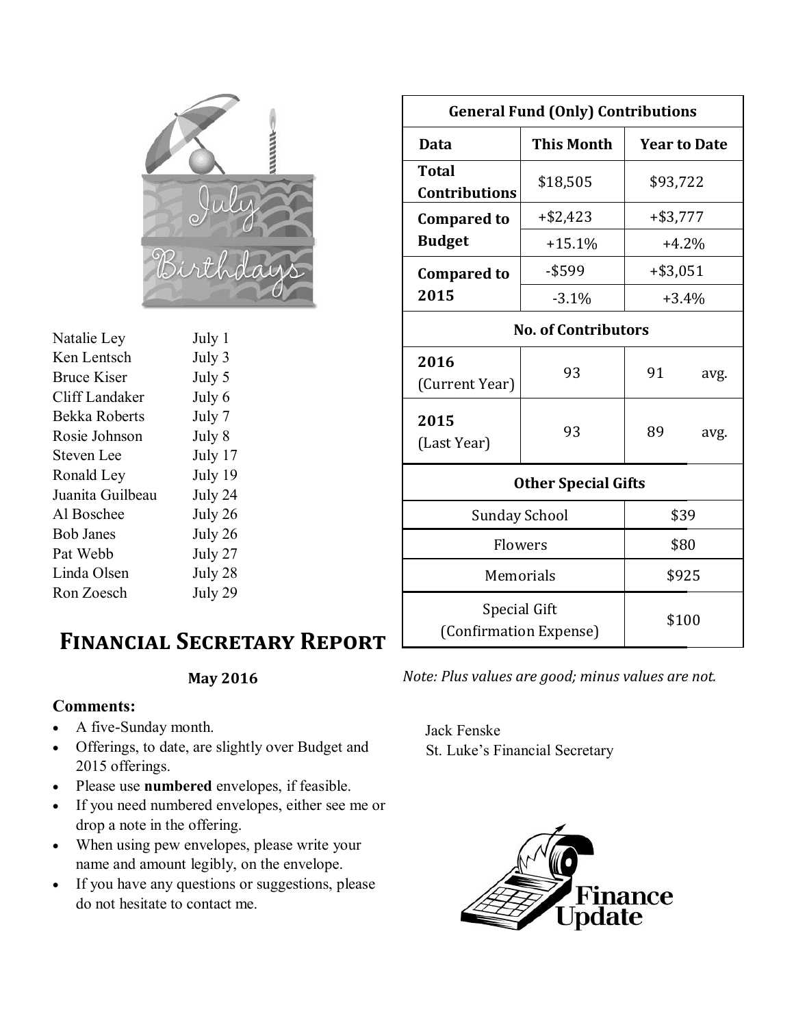## July Birthdays

| | |
|---|---|
| Natalie Ley | July 1 |
| Ken Lentsch | July 3 |
| Bruce Kiser | July 5 |
| Cliff Landaker | July 6 |
| Bekka Roberts | July 7 |
| Rosie Johnson | July 8 |
| Steven Lee | July 17 |
| Ronald Ley | July 19 |
| Juanita Guilbeau | July 24 |
| Al Boschee | July 26 |
| Bob Janes | July 26 |
| Pat Webb | July 27 |
| Linda Olsen | July 28 |
| Ron Zoesch | July 29 |

# Financial Secretary Report

**May 2016**

### Comments:

- A five-Sunday month.
- Offerings, to date, are slightly over Budget and 2015 offerings.
- Please use **numbered** envelopes, if feasible.
- If you need numbered envelopes, either see me or drop a note in the offering.
- When using pew envelopes, please write your name and amount legibly, on the envelope.
- If you have any questions or suggestions, please do not hesitate to contact me.

| General Fund (Only) Contributions | | |
|---|---|---|
| **Data** | **This Month** | **Year to Date** |
| **Total Contributions** | $18,505 | $93,722 |
| **Compared to Budget** | +$2,423 | +$3,777 |
| | +15.1% | +4.2% |
| **Compared to 2015** | -$599 | +$3,051 |
| | -3.1% | +3.4% |
| **No. of Contributors** | | |
| **2016** (Current Year) | 93 | 91 avg. |
| **2015** (Last Year) | 93 | 89 avg. |
| **Other Special Gifts** | | |
| Sunday School | | $39 |
| Flowers | | $80 |
| Memorials | | $925 |
| Special Gift (Confirmation Expense) | | $100 |

*Note: Plus values are good; minus values are not.*

Jack Fenske
St. Luke's Financial Secretary

**Finance Update**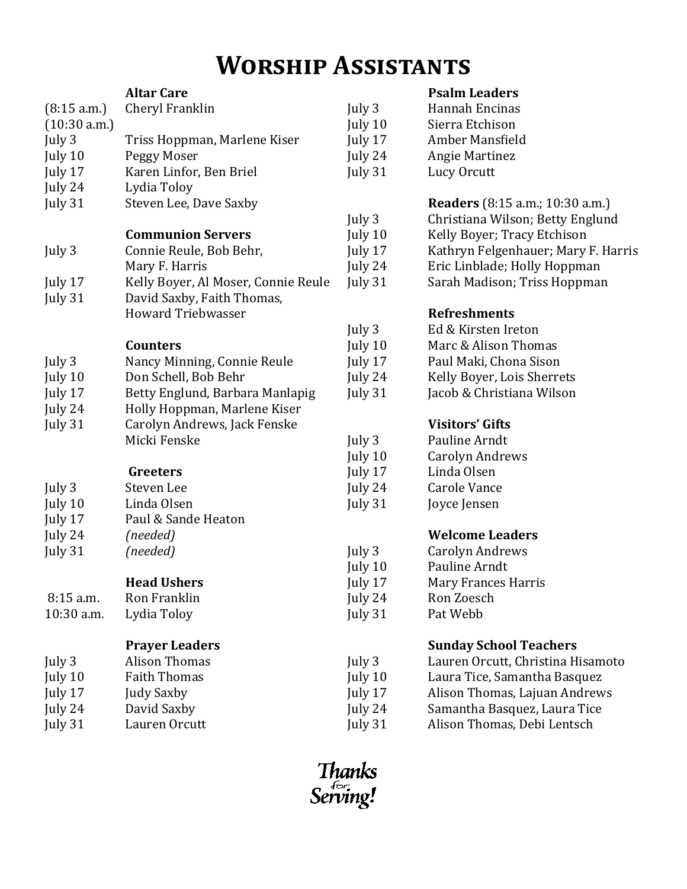# Worship Assistants

### Altar Care

| | |
|---|---|
| (8:15 a.m.) | Cheryl Franklin |
| (10:30 a.m.) | |
| July 3 | Triss Hoppman, Marlene Kiser |
| July 10 | Peggy Moser |
| July 17 | Karen Linfor, Ben Briel |
| July 24 | Lydia Toloy |
| July 31 | Steven Lee, Dave Saxby |

### Communion Servers

| | |
|---|---|
| July 3 | Connie Reule, Bob Behr, Mary F. Harris |
| July 17 | Kelly Boyer, Al Moser, Connie Reule |
| July 31 | David Saxby, Faith Thomas, Howard Triebwasser |

### Counters

| | |
|---|---|
| July 3 | Nancy Minning, Connie Reule |
| July 10 | Don Schell, Bob Behr |
| July 17 | Betty Englund, Barbara Manlapig |
| July 24 | Holly Hoppman, Marlene Kiser |
| July 31 | Carolyn Andrews, Jack Fenske Micki Fenske |

### Greeters

| | |
|---|---|
| July 3 | Steven Lee |
| July 10 | Linda Olsen |
| July 17 | Paul & Sande Heaton |
| July 24 | *(needed)* |
| July 31 | *(needed)* |

### Head Ushers

| | |
|---|---|
| 8:15 a.m. | Ron Franklin |
| 10:30 a.m. | Lydia Toloy |

### Prayer Leaders

| | |
|---|---|
| July 3 | Alison Thomas |
| July 10 | Faith Thomas |
| July 17 | Judy Saxby |
| July 24 | David Saxby |
| July 31 | Lauren Orcutt |

### Psalm Leaders

| | |
|---|---|
| July 3 | Hannah Encinas |
| July 10 | Sierra Etchison |
| July 17 | Amber Mansfield |
| July 24 | Angie Martinez |
| July 31 | Lucy Orcutt |

### Readers (8:15 a.m.; 10:30 a.m.)

| | |
|---|---|
| July 3 | Christiana Wilson; Betty Englund |
| July 10 | Kelly Boyer; Tracy Etchison |
| July 17 | Kathryn Felgenhauer; Mary F. Harris |
| July 24 | Eric Linblade; Holly Hoppman |
| July 31 | Sarah Madison; Triss Hoppman |

### Refreshments

| | |
|---|---|
| July 3 | Ed & Kirsten Ireton |
| July 10 | Marc & Alison Thomas |
| July 17 | Paul Maki, Chona Sison |
| July 24 | Kelly Boyer, Lois Sherrets |
| July 31 | Jacob & Christiana Wilson |

### Visitors' Gifts

| | |
|---|---|
| July 3 | Pauline Arndt |
| July 10 | Carolyn Andrews |
| July 17 | Linda Olsen |
| July 24 | Carole Vance |
| July 31 | Joyce Jensen |

### Welcome Leaders

| | |
|---|---|
| July 3 | Carolyn Andrews |
| July 10 | Pauline Arndt |
| July 17 | Mary Frances Harris |
| July 24 | Ron Zoesch |
| July 31 | Pat Webb |

### Sunday School Teachers

| | |
|---|---|
| July 3 | Lauren Orcutt, Christina Hisamoto |
| July 10 | Laura Tice, Samantha Basquez |
| July 17 | Alison Thomas, Lajuan Andrews |
| July 24 | Samantha Basquez, Laura Tice |
| July 31 | Alison Thomas, Debi Lentsch |

*Thanks for Serving!*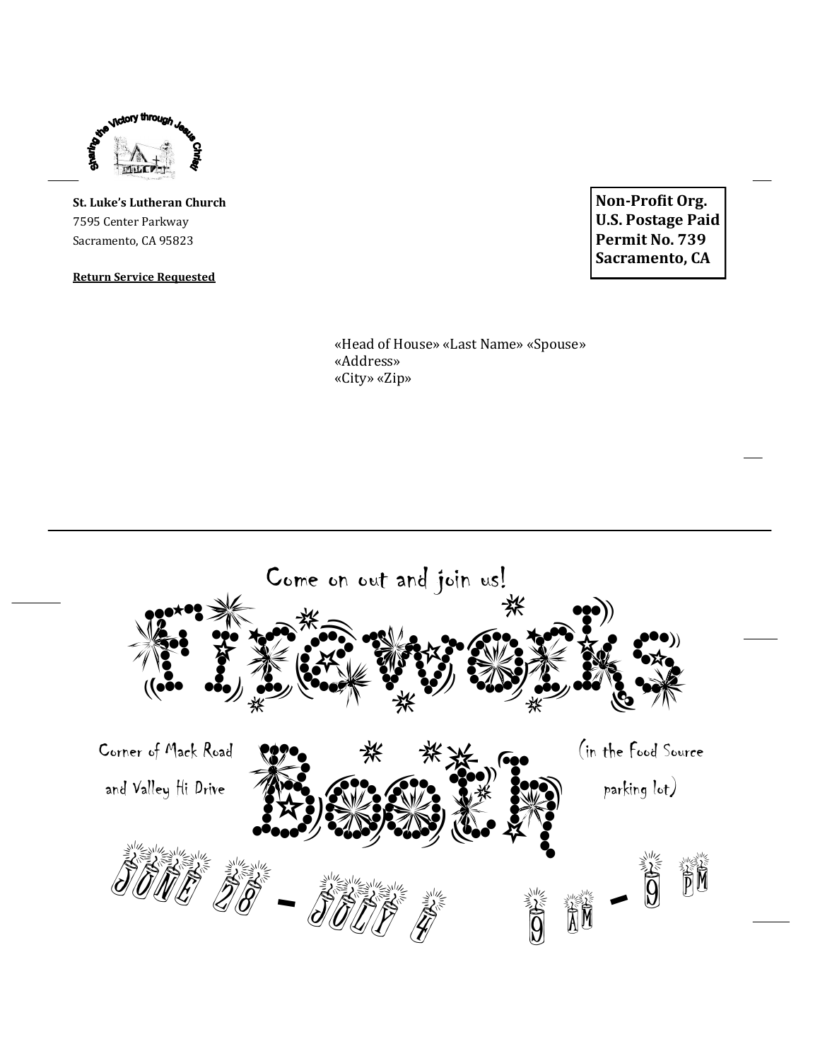Sharing the Victory through Jesus Christ!

**St. Luke's Lutheran Church**
7595 Center Parkway
Sacramento, CA 95823

**Return Service Requested**

**Non-Profit Org.**
**U.S. Postage Paid**
**Permit No. 739**
**Sacramento, CA**

«Head of House» «Last Name» «Spouse»
«Address»
«City» «Zip»

---

Come on out and join us!

# Fireworks Booth

Corner of Mack Road and Valley Hi Drive (in the Food Source parking lot)

JUNE 28 – JULY 4 9 AM – 9 PM